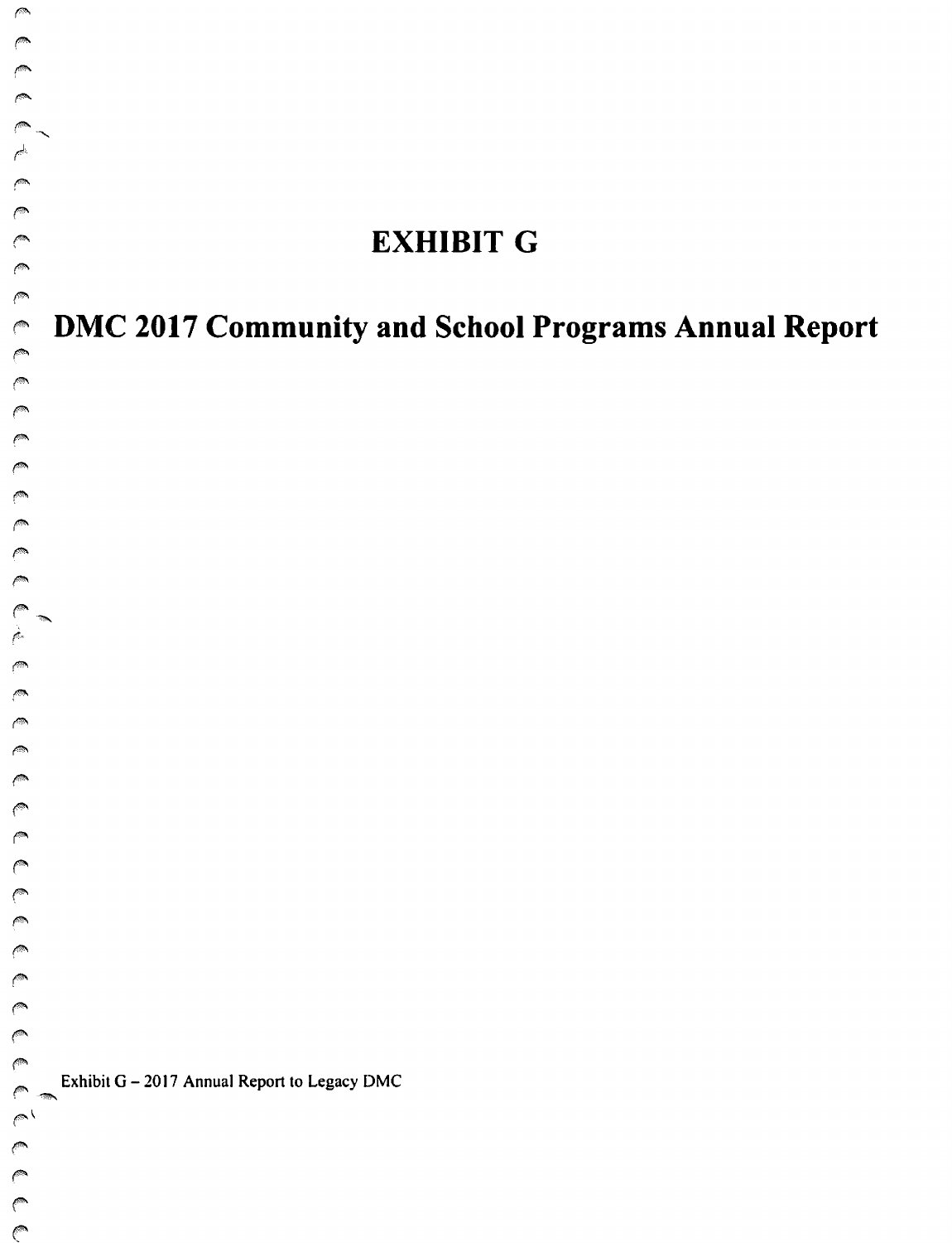# EXHIBIT G

# DMC 2017 Community and School Programs Annual Report

Exhibit G – 2017 Annual Report to Legacy DMC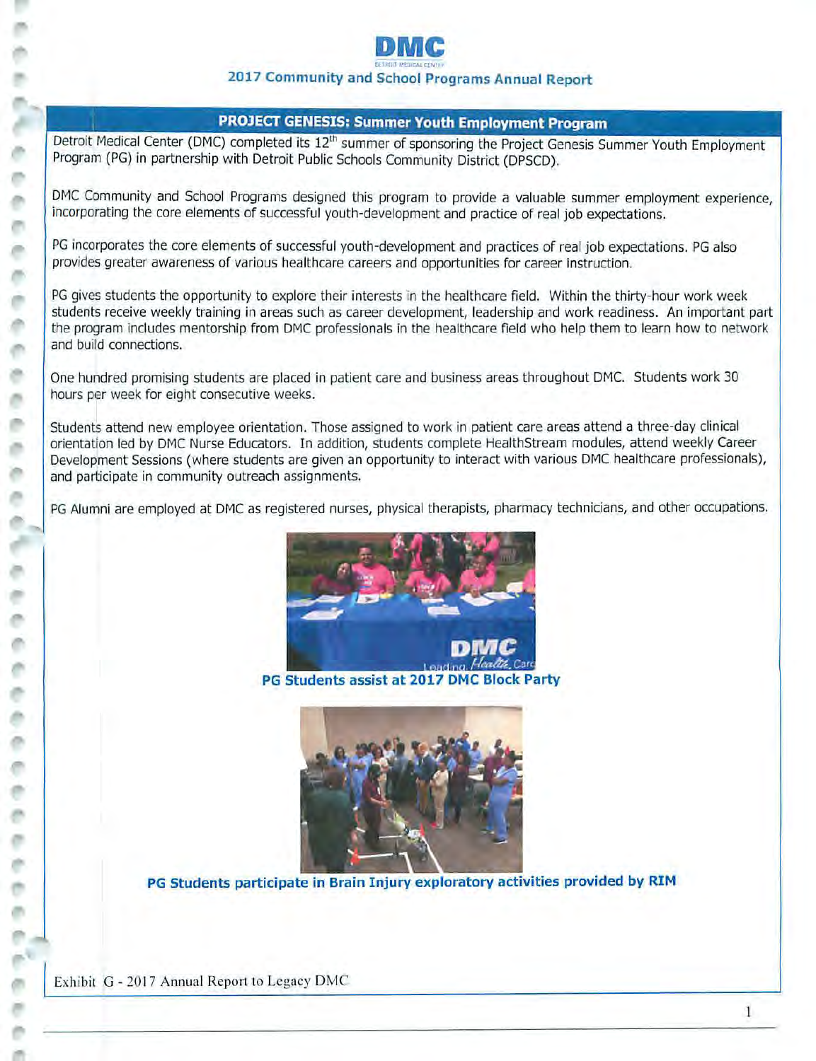**DMC**

## 2017 Community and School Programs Annual Report

### PROJECT GENESIS: Summer Youth Employment Program

Detroit Medical Center (DMC) completed its 12th summer of sponsoring the Project Genesis Summer Youth Employment Program (PG) in partnership with Detroit Public Schools Community District (DPSCD).

DMC Community and School Programs designed this program to provide a valuable summer employment experience, incorporating the core elements of successful youth-development and practice of real job expectations.

PG incorporates the core elements of successful youth-development and practices of real job expectations. PG also provides greater awareness of various healthcare careers and opportunities for career instruction.

PG gives students the opportunity to explore their interests in the healthcare field. Within the thirty-hour work week students receive weekly training in areas such as career development, leadership and work readiness. An important part the program includes mentorship from DMC professionals in the healthcare field who help them to learn how to network and build connections.

One hundred promising students are placed in patient care and business areas throughout DMC. Students work 30 hours per week for eight consecutive weeks.

Students attend new employee orientation. Those assigned to work in patient care areas attend a three-day clinical orientation led by DMC Nurse Educators. In addition, students complete HealthStream modules, attend weekly Career Development Sessions (where students are given an opportunity to interact with various DMC healthcare professionals), and participate in community outreach assignments.

PG Alumni are employed at DMC as registered nurses, physical therapists, pharmacy technicians, and other occupations.

**PG Students assist at 2017 DMC Block Party**

**PG Students participate in Brain Injury exploratory activities provided by RIM**

Exhibit G - 2017 Annual Report to Legacy DMC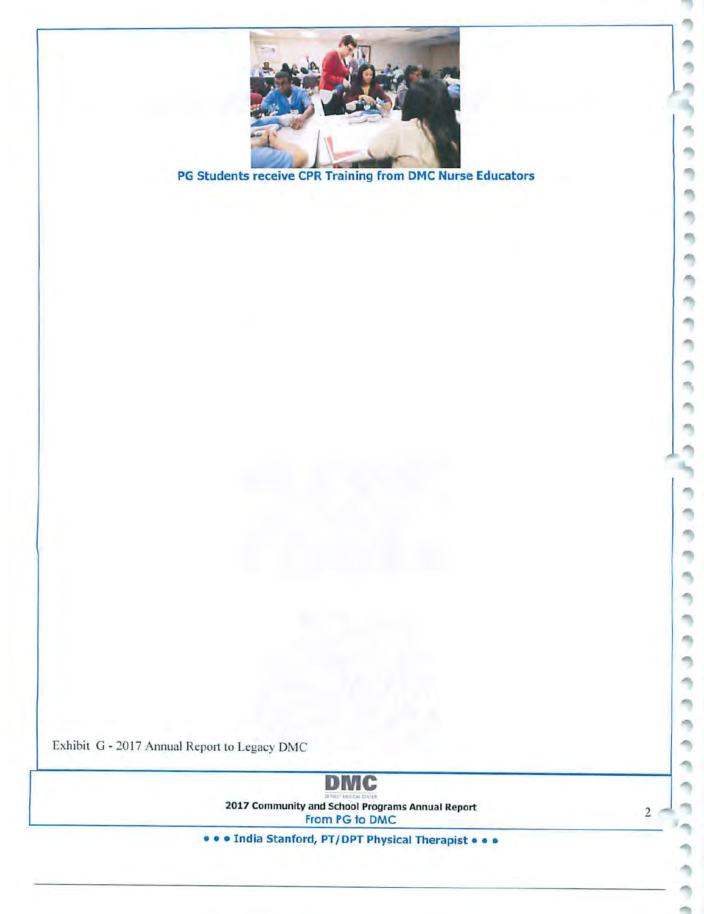PG Students receive CPR Training from DMC Nurse Educators

Exhibit G - 2017 Annual Report to Legacy DMC

DMC

2017 Community and School Programs Annual Report

From PG to DMC

• • • India Stanford, PT/DPT Physical Therapist • • •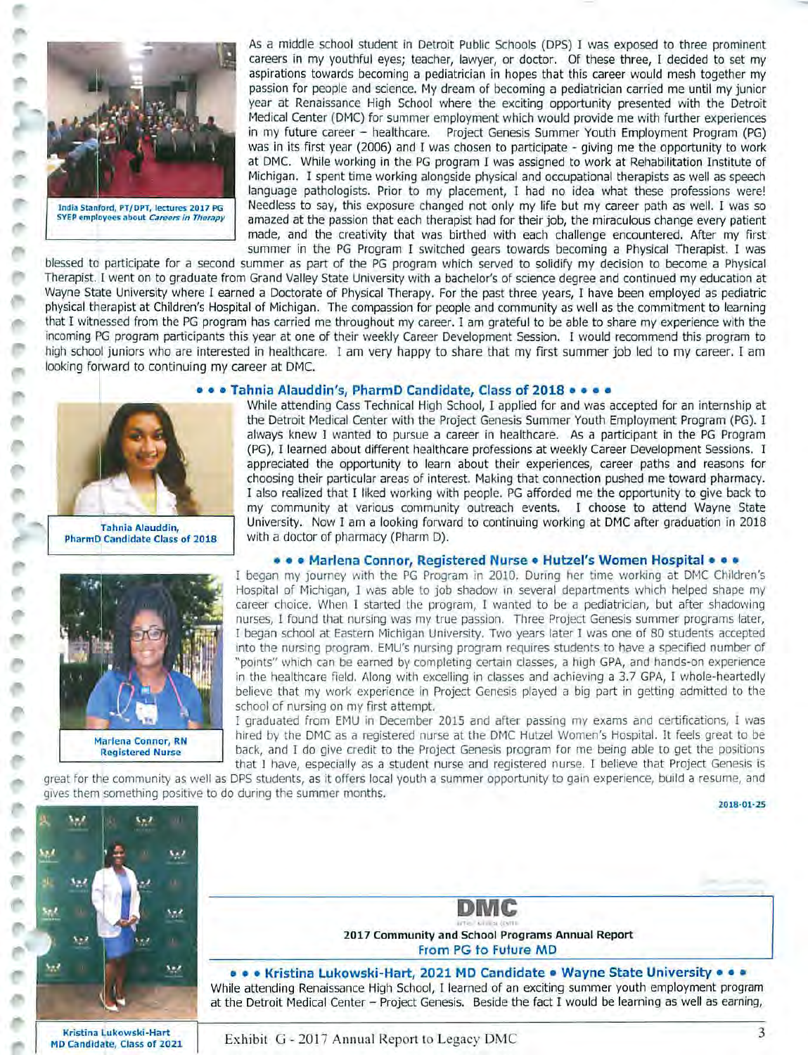India Stanford, PT/DPT, lectures 2017 PG SYEP employees about *Careers in Therapy*

As a middle school student in Detroit Public Schools (DPS) I was exposed to three prominent careers in my youthful eyes; teacher, lawyer, or doctor. Of these three, I decided to set my aspirations towards becoming a pediatrician in hopes that this career would mesh together my passion for people and science. My dream of becoming a pediatrician carried me until my junior year at Renaissance High School where the exciting opportunity presented with the Detroit Medical Center (DMC) for summer employment which would provide me with further experiences in my future career – healthcare. Project Genesis Summer Youth Employment Program (PG) was in its first year (2006) and I was chosen to participate - giving me the opportunity to work at DMC. While working in the PG program I was assigned to work at Rehabilitation Institute of Michigan. I spent time working alongside physical and occupational therapists as well as speech language pathologists. Prior to my placement, I had no idea what these professions were! Needless to say, this exposure changed not only my life but my career path as well. I was so amazed at the passion that each therapist had for their job, the miraculous change every patient made, and the creativity that was birthed with each challenge encountered. After my first summer in the PG Program I switched gears towards becoming a Physical Therapist. I was blessed to participate for a second summer as part of the PG program which served to solidify my decision to become a Physical Therapist. I went on to graduate from Grand Valley State University with a bachelor's of science degree and continued my education at Wayne State University where I earned a Doctorate of Physical Therapy. For the past three years, I have been employed as pediatric physical therapist at Children's Hospital of Michigan. The compassion for people and community as well as the commitment to learning that I witnessed from the PG program has carried me throughout my career. I am grateful to be able to share my experience with the incoming PG program participants this year at one of their weekly Career Development Session. I would recommend this program to high school juniors who are interested in healthcare. I am very happy to share that my first summer job led to my career. I am looking forward to continuing my career at DMC.

### • • • Tahnia Alauddin's, PharmD Candidate, Class of 2018 • • • •

Tahnia Alauddin, PharmD Candidate Class of 2018

While attending Cass Technical High School, I applied for and was accepted for an internship at the Detroit Medical Center with the Project Genesis Summer Youth Employment Program (PG). I always knew I wanted to pursue a career in healthcare. As a participant in the PG Program (PG), I learned about different healthcare professions at weekly Career Development Sessions. I appreciated the opportunity to learn about their experiences, career paths and reasons for choosing their particular areas of interest. Making that connection pushed me toward pharmacy. I also realized that I liked working with people. PG afforded me the opportunity to give back to my community at various community outreach events. I choose to attend Wayne State University. Now I am a looking forward to continuing working at DMC after graduation in 2018 with a doctor of pharmacy (Pharm D).

### • • • Marlena Connor, Registered Nurse • Hutzel's Women Hospital • • •

Marlena Connor, RN Registered Nurse

I began my journey with the PG Program in 2010. During her time working at DMC Children's Hospital of Michigan, I was able to job shadow in several departments which helped shape my career choice. When I started the program, I wanted to be a pediatrician, but after shadowing nurses, I found that nursing was my true passion. Three Project Genesis summer programs later, I began school at Eastern Michigan University. Two years later I was one of 80 students accepted into the nursing program. EMU's nursing program requires students to have a specified number of "points" which can be earned by completing certain classes, a high GPA, and hands-on experience in the healthcare field. Along with excelling in classes and achieving a 3.7 GPA, I whole-heartedly believe that my work experience in Project Genesis played a big part in getting admitted to the school of nursing on my first attempt.

I graduated from EMU in December 2015 and after passing my exams and certifications, I was hired by the DMC as a registered nurse at the DMC Hutzel Women's Hospital. It feels great to be back, and I do give credit to the Project Genesis program for me being able to get the positions that I have, especially as a student nurse and registered nurse. I believe that Project Genesis is great for the community as well as DPS students, as it offers local youth a summer opportunity to gain experience, build a resume, and gives them something positive to do during the summer months.

2018-01-25

**DMC**

**2017 Community and School Programs Annual Report**

**From PG to Future MD**

### • • • Kristina Lukowski-Hart, 2021 MD Candidate • Wayne State University • • •

Kristina Lukowski-Hart MD Candidate, Class of 2021

While attending Renaissance High School, I learned of an exciting summer youth employment program at the Detroit Medical Center – Project Genesis. Beside the fact I would be learning as well as earning,

Exhibit G - 2017 Annual Report to Legacy DMC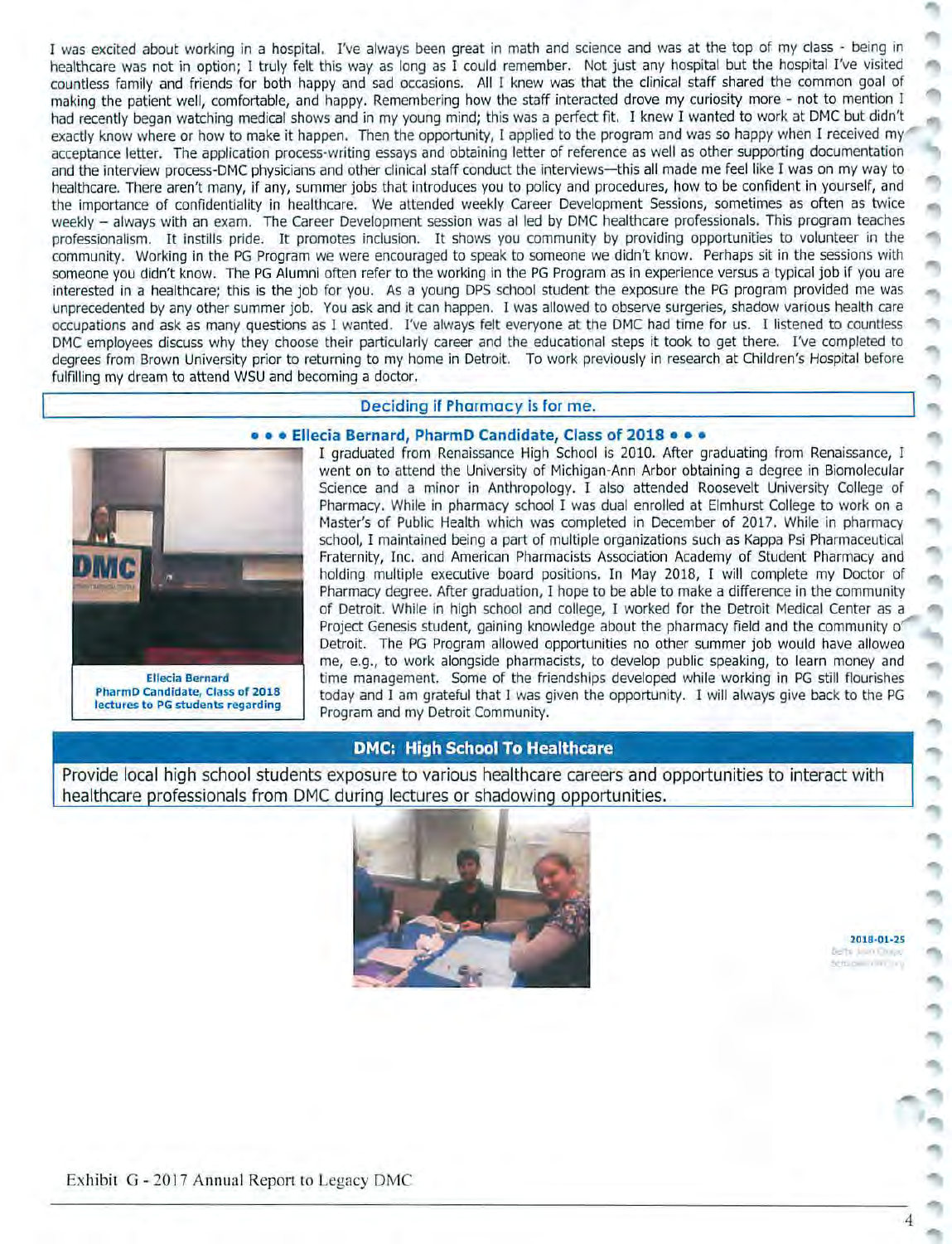I was excited about working in a hospital. I've always been great in math and science and was at the top of my class - being in healthcare was not in option; I truly felt this way as long as I could remember. Not just any hospital but the hospital I've visited countless family and friends for both happy and sad occasions. All I knew was that the clinical staff shared the common goal of making the patient well, comfortable, and happy. Remembering how the staff interacted drove my curiosity more - not to mention I had recently began watching medical shows and in my young mind; this was a perfect fit. I knew I wanted to work at DMC but didn't exactly know where or how to make it happen. Then the opportunity, I applied to the program and was so happy when I received my acceptance letter. The application process-writing essays and obtaining letter of reference as well as other supporting documentation and the interview process-DMC physicians and other clinical staff conduct the interviews—this all made me feel like I was on my way to healthcare. There aren't many, if any, summer jobs that introduces you to policy and procedures, how to be confident in yourself, and the importance of confidentiality in healthcare. We attended weekly Career Development Sessions, sometimes as often as twice weekly – always with an exam. The Career Development session was al led by DMC healthcare professionals. This program teaches professionalism. It instills pride. It promotes inclusion. It shows you community by providing opportunities to volunteer in the community. Working in the PG Program we were encouraged to speak to someone we didn't know. Perhaps sit in the sessions with someone you didn't know. The PG Alumni often refer to the working in the PG Program as in experience versus a typical job if you are interested in a healthcare; this is the job for you. As a young DPS school student the exposure the PG program provided me was unprecedented by any other summer job. You ask and it can happen. I was allowed to observe surgeries, shadow various health care occupations and ask as many questions as I wanted. I've always felt everyone at the DMC had time for us. I listened to countless DMC employees discuss why they choose their particularly career and the educational steps it took to get there. I've completed to degrees from Brown University prior to returning to my home in Detroit. To work previously in research at Children's Hospital before fulfilling my dream to attend WSU and becoming a doctor.

## Deciding if Pharmacy is for me.

### • • • Ellecia Bernard, PharmD Candidate, Class of 2018 • • •

**Ellecia Bernard PharmD Candidate, Class of 2018 lectures to PG students regarding**

I graduated from Renaissance High School is 2010. After graduating from Renaissance, I went on to attend the University of Michigan-Ann Arbor obtaining a degree in Biomolecular Science and a minor in Anthropology. I also attended Roosevelt University College of Pharmacy. While in pharmacy school I was dual enrolled at Elmhurst College to work on a Master's of Public Health which was completed in December of 2017. While in pharmacy school, I maintained being a part of multiple organizations such as Kappa Psi Pharmaceutical Fraternity, Inc. and American Pharmacists Association Academy of Student Pharmacy and holding multiple executive board positions. In May 2018, I will complete my Doctor of Pharmacy degree. After graduation, I hope to be able to make a difference in the community of Detroit. While in high school and college, I worked for the Detroit Medical Center as a Project Genesis student, gaining knowledge about the pharmacy field and the community of Detroit. The PG Program allowed opportunities no other summer job would have allowed me, e.g., to work alongside pharmacists, to develop public speaking, to learn money and time management. Some of the friendships developed while working in PG still flourishes today and I am grateful that I was given the opportunity. I will always give back to the PG Program and my Detroit Community.

## DMC: High School To Healthcare

Provide local high school students exposure to various healthcare careers and opportunities to interact with healthcare professionals from DMC during lectures or shadowing opportunities.

2018-01-25

Exhibit G - 2017 Annual Report to Legacy DMC